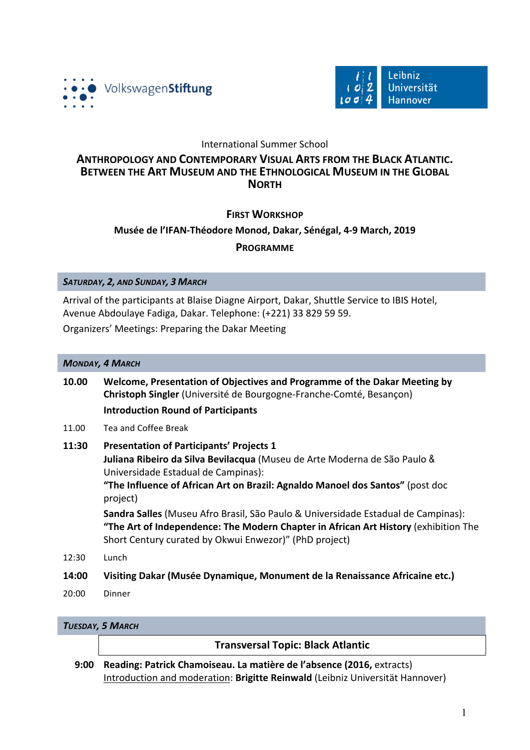International Summer School

# Anthropology and Contemporary Visual Arts from the Black Atlantic. Between the Art Museum and the Ethnological Museum in the Global North

## First Workshop

**Musée de l'IFAN-Théodore Monod, Dakar, Sénégal, 4-9 March, 2019**

## Programme

### *Saturday, 2, and Sunday, 3 March*

Arrival of the participants at Blaise Diagne Airport, Dakar, Shuttle Service to IBIS Hotel, Avenue Abdoulaye Fadiga, Dakar. Telephone: (+221) 33 829 59 59.

Organizers' Meetings: Preparing the Dakar Meeting

### *Monday, 4 March*

**10.00** **Welcome, Presentation of Objectives and Programme of the Dakar Meeting by Christoph Singler** (Université de Bourgogne-Franche-Comté, Besançon)

**Introduction Round of Participants**

11.00 Tea and Coffee Break

**11:30** **Presentation of Participants' Projects 1**

**Juliana Ribeiro da Silva Bevilacqua** (Museu de Arte Moderna de São Paulo & Universidade Estadual de Campinas):
**"The Influence of African Art on Brazil: Agnaldo Manoel dos Santos"** (post doc project)

**Sandra Salles** (Museu Afro Brasil, São Paulo & Universidade Estadual de Campinas):
**"The Art of Independence: The Modern Chapter in African Art History** (exhibition The Short Century curated by Okwui Enwezor)" (PhD project)

12:30 Lunch

**14:00** **Visiting Dakar (Musée Dynamique, Monument de la Renaissance Africaine etc.)**

20:00 Dinner

### *Tuesday, 5 March*

**Transversal Topic: Black Atlantic**

**9:00** **Reading: Patrick Chamoiseau. La matière de l'absence (2016,** extracts)
Introduction and moderation: **Brigitte Reinwald** (Leibniz Universität Hannover)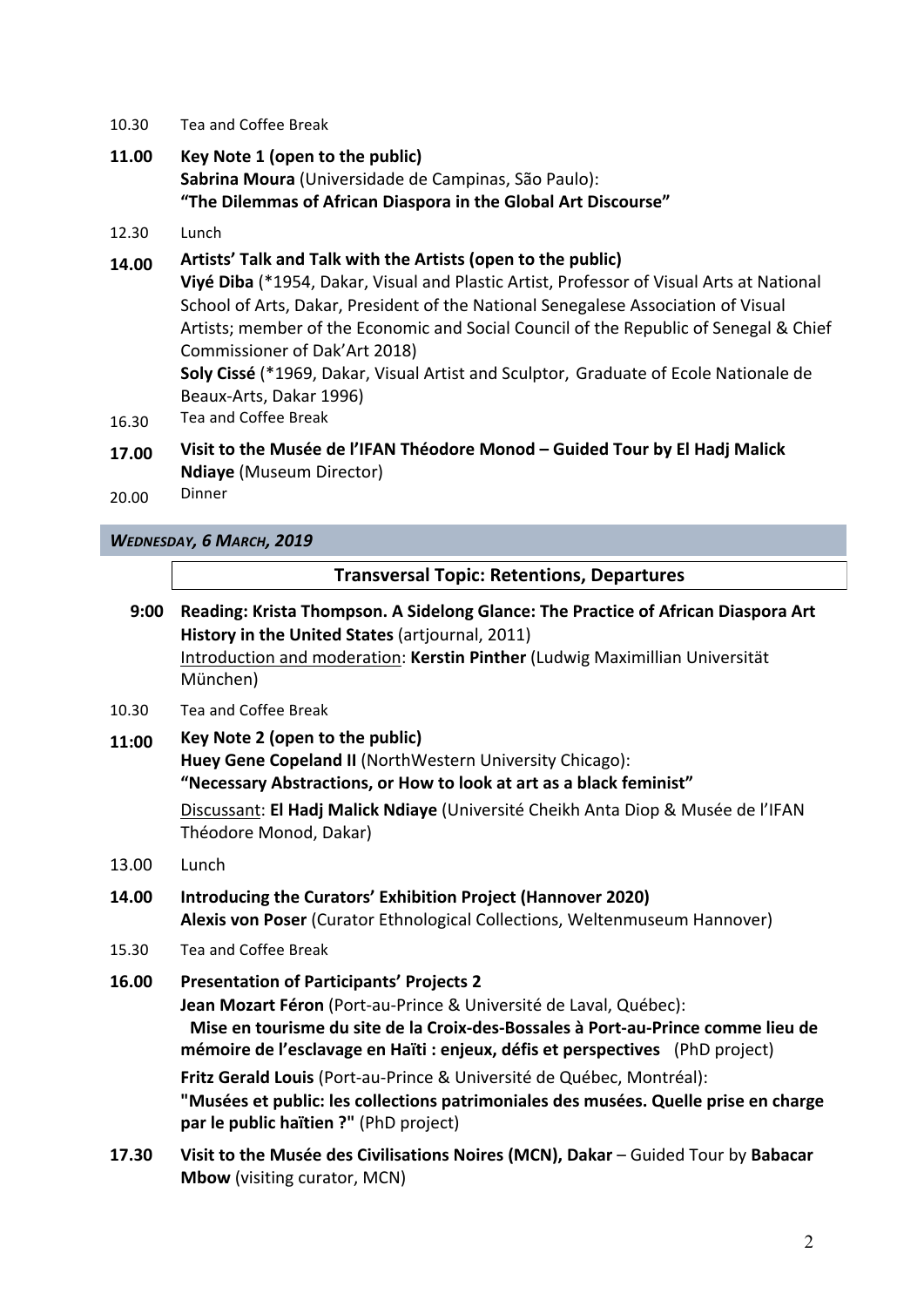10.30 Tea and Coffee Break

**11.00 Key Note 1 (open to the public)**
**Sabrina Moura** (Universidade de Campinas, São Paulo):
**"The Dilemmas of African Diaspora in the Global Art Discourse"**

12.30 Lunch

**14.00 Artists' Talk and Talk with the Artists (open to the public)**
**Viyé Diba** (*1954, Dakar, Visual and Plastic Artist, Professor of Visual Arts at National School of Arts, Dakar, President of the National Senegalese Association of Visual Artists; member of the Economic and Social Council of the Republic of Senegal & Chief Commissioner of Dak'Art 2018)
**Soly Cissé** (*1969, Dakar, Visual Artist and Sculptor, Graduate of Ecole Nationale de Beaux-Arts, Dakar 1996)

16.30 Tea and Coffee Break

**17.00 Visit to the Musée de l'IFAN Théodore Monod – Guided Tour by El Hadj Malick Ndiaye** (Museum Director)

20.00 Dinner

## *Wednesday, 6 March, 2019*

### Transversal Topic: Retentions, Departures

**9:00 Reading: Krista Thompson. A Sidelong Glance: The Practice of African Diaspora Art History in the United States** (artjournal, 2011)
Introduction and moderation: **Kerstin Pinther** (Ludwig Maximillian Universität München)

10.30 Tea and Coffee Break

**11:00 Key Note 2 (open to the public)**
**Huey Gene Copeland II** (NorthWestern University Chicago):
**"Necessary Abstractions, or How to look at art as a black feminist"**

Discussant: **El Hadj Malick Ndiaye** (Université Cheikh Anta Diop & Musée de l'IFAN Théodore Monod, Dakar)

13.00 Lunch

**14.00 Introducing the Curators' Exhibition Project (Hannover 2020)**
**Alexis von Poser** (Curator Ethnological Collections, Weltenmuseum Hannover)

15.30 Tea and Coffee Break

**16.00 Presentation of Participants' Projects 2**
**Jean Mozart Féron** (Port-au-Prince & Université de Laval, Québec):
**Mise en tourisme du site de la Croix-des-Bossales à Port-au-Prince comme lieu de mémoire de l'esclavage en Haïti : enjeux, défis et perspectives** (PhD project)

**Fritz Gerald Louis** (Port-au-Prince & Université de Québec, Montréal):
**"Musées et public: les collections patrimoniales des musées. Quelle prise en charge par le public haïtien ?"** (PhD project)

**17.30 Visit to the Musée des Civilisations Noires (MCN), Dakar** – Guided Tour by **Babacar Mbow** (visiting curator, MCN)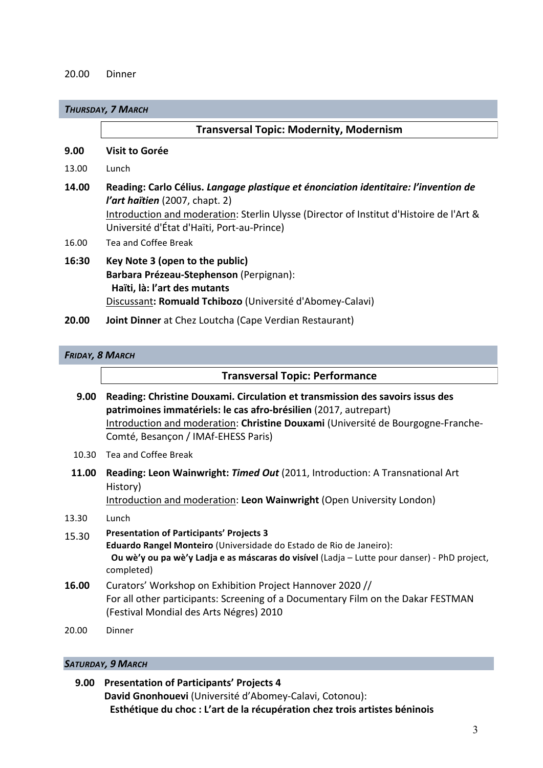20.00 Dinner

***THURSDAY, 7 MARCH***

**Transversal Topic: Modernity, Modernism**

**9.00** **Visit to Gorée**

13.00 Lunch

**14.00** **Reading: Carlo Célius. *Langage plastique et énonciation identitaire: l'invention de l'art haïtien*** (2007, chapt. 2)
Introduction and moderation: Sterlin Ulysse (Director of Institut d'Histoire de l'Art & Université d'État d'Haïti, Port-au-Prince)

16.00 Tea and Coffee Break

**16:30** **Key Note 3 (open to the public)**
**Barbara Prézeau-Stephenson** (Perpignan):
**Haïti, là: l'art des mutants**
Discussant**: Romuald Tchibozo** (Université d'Abomey-Calavi)

**20.00** **Joint Dinner** at Chez Loutcha (Cape Verdian Restaurant)

***FRIDAY, 8 MARCH***

**Transversal Topic: Performance**

**9.00** **Reading: Christine Douxami. Circulation et transmission des savoirs issus des patrimoines immatériels: le cas afro-brésilien** (2017, autrepart)
Introduction and moderation: **Christine Douxami** (Université de Bourgogne-Franche-Comté, Besançon / IMAf-EHESS Paris)

10.30 Tea and Coffee Break

**11.00** **Reading: Leon Wainwright: *Timed Out*** (2011, Introduction: A Transnational Art History)
Introduction and moderation: **Leon Wainwright** (Open University London)

13.30 Lunch

15.30 **Presentation of Participants' Projects 3**
**Eduardo Rangel Monteiro** (Universidade do Estado de Rio de Janeiro):
**Ou wè'y ou pa wè'y Ladja e as máscaras do visível** (Ladja – Lutte pour danser) - PhD project, completed)

**16.00** Curators' Workshop on Exhibition Project Hannover 2020 //
For all other participants: Screening of a Documentary Film on the Dakar FESTMAN (Festival Mondial des Arts Négres) 2010

20.00 Dinner

***SATURDAY, 9 MARCH***

**9.00** **Presentation of Participants' Projects 4**
**David Gnonhouevi** (Université d'Abomey-Calavi, Cotonou):
**Esthétique du choc : L'art de la récupération chez trois artistes béninois**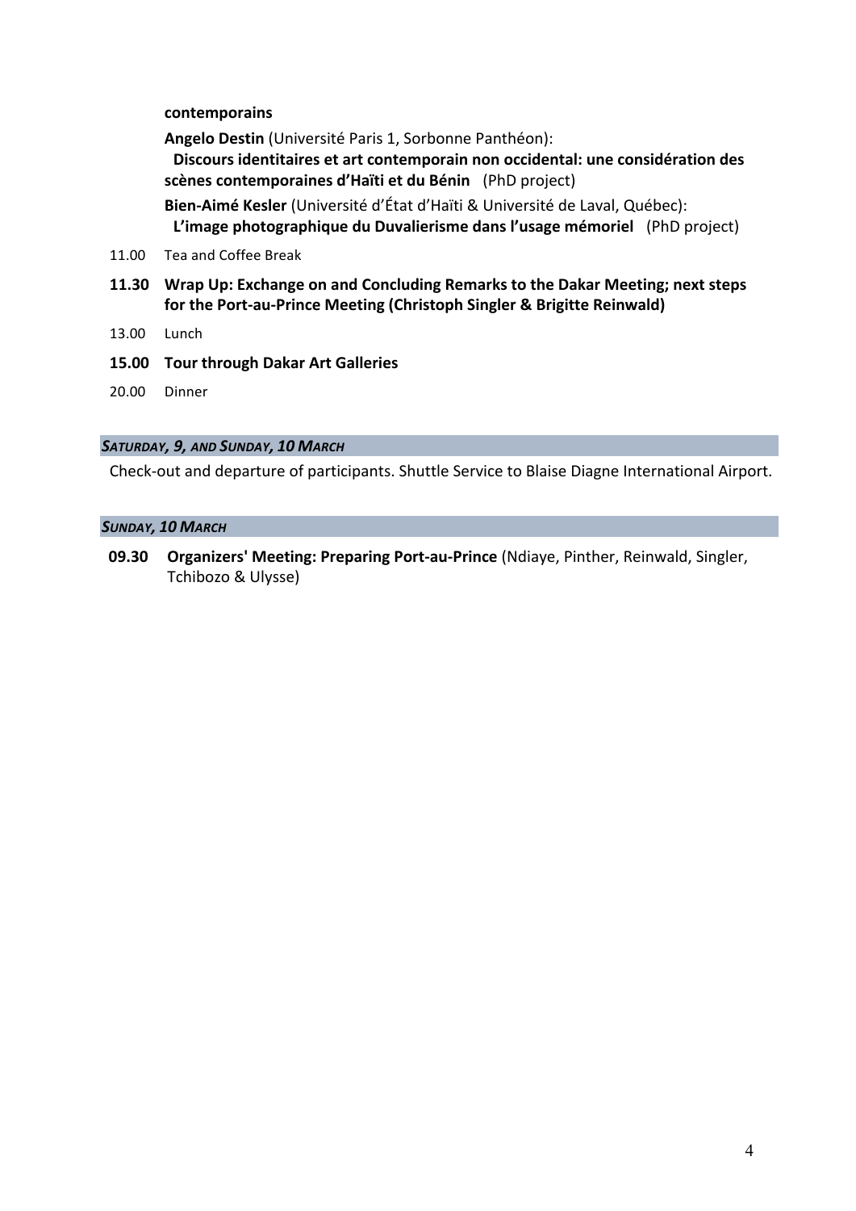**contemporains**

**Angelo Destin** (Université Paris 1, Sorbonne Panthéon):
**Discours identitaires et art contemporain non occidental: une considération des scènes contemporaines d'Haïti et du Bénin** (PhD project)

**Bien-Aimé Kesler** (Université d'État d'Haïti & Université de Laval, Québec):
**L'image photographique du Duvalierisme dans l'usage mémoriel** (PhD project)

11.00 Tea and Coffee Break

**11.30 Wrap Up: Exchange on and Concluding Remarks to the Dakar Meeting; next steps for the Port-au-Prince Meeting (Christoph Singler & Brigitte Reinwald)**

13.00 Lunch

**15.00 Tour through Dakar Art Galleries**

20.00 Dinner

***SATURDAY, 9, AND SUNDAY, 10 MARCH***

Check-out and departure of participants. Shuttle Service to Blaise Diagne International Airport.

***SUNDAY, 10 MARCH***

**09.30 Organizers' Meeting: Preparing Port-au-Prince** (Ndiaye, Pinther, Reinwald, Singler, Tchibozo & Ulysse)